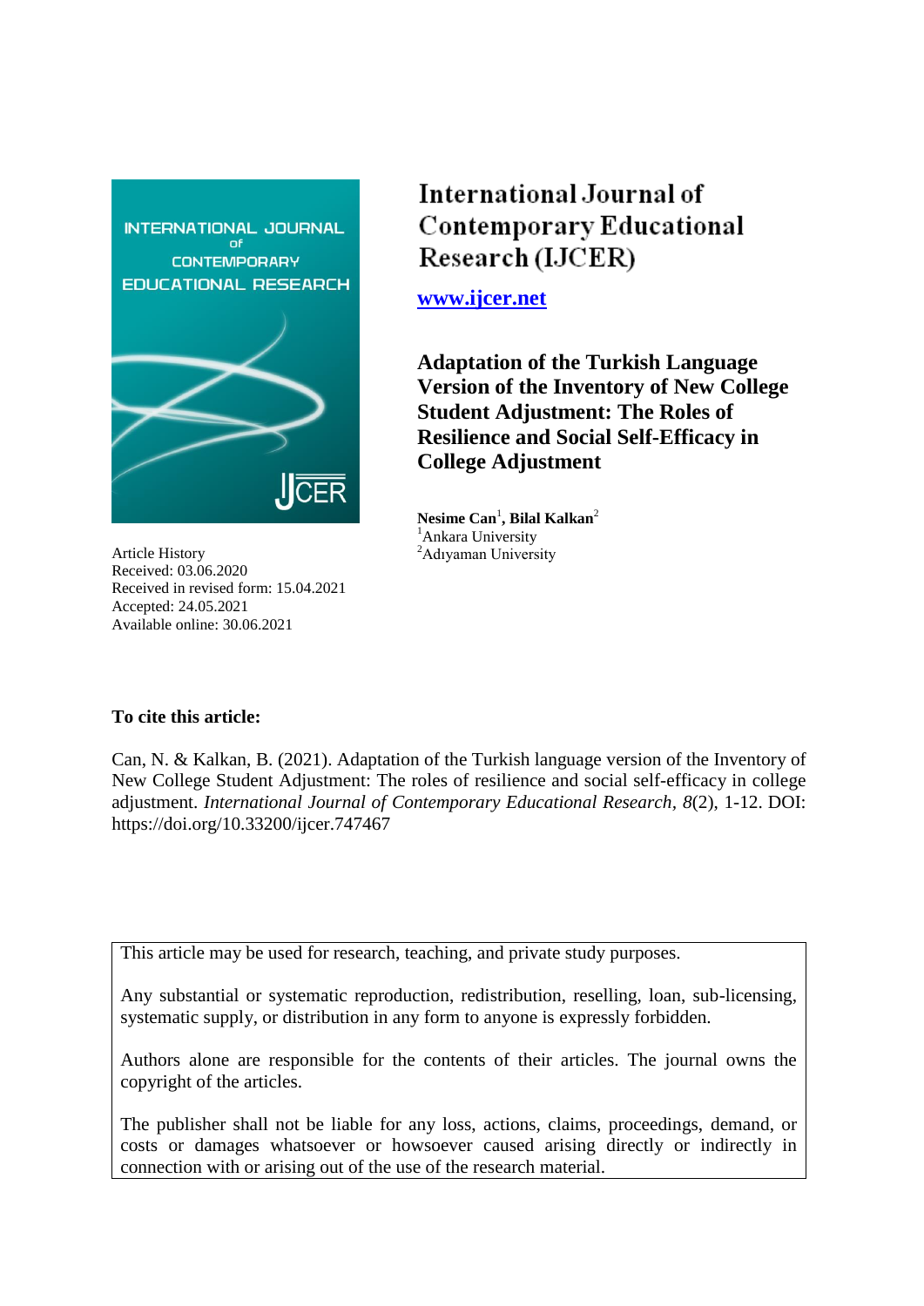# International Journal of Contemporary Educational Research (IJCER)

**www.ijcer.net**

## Adaptation of the Turkish Language Version of the Inventory of New College Student Adjustment: The Roles of Resilience and Social Self-Efficacy in College Adjustment

**Nesime Can**[1], **Bilal Kalkan**[2]
[1]Ankara University
[2]Adıyaman University

Article History
Received: 03.06.2020
Received in revised form: 15.04.2021
Accepted: 24.05.2021
Available online: 30.06.2021

**To cite this article:**

Can, N. & Kalkan, B. (2021). Adaptation of the Turkish language version of the Inventory of New College Student Adjustment: The roles of resilience and social self-efficacy in college adjustment. *International Journal of Contemporary Educational Research, 8*(2), 1-12. DOI: https://doi.org/10.33200/ijcer.747467

This article may be used for research, teaching, and private study purposes.

Any substantial or systematic reproduction, redistribution, reselling, loan, sub-licensing, systematic supply, or distribution in any form to anyone is expressly forbidden.

Authors alone are responsible for the contents of their articles. The journal owns the copyright of the articles.

The publisher shall not be liable for any loss, actions, claims, proceedings, demand, or costs or damages whatsoever or howsoever caused arising directly or indirectly in connection with or arising out of the use of the research material.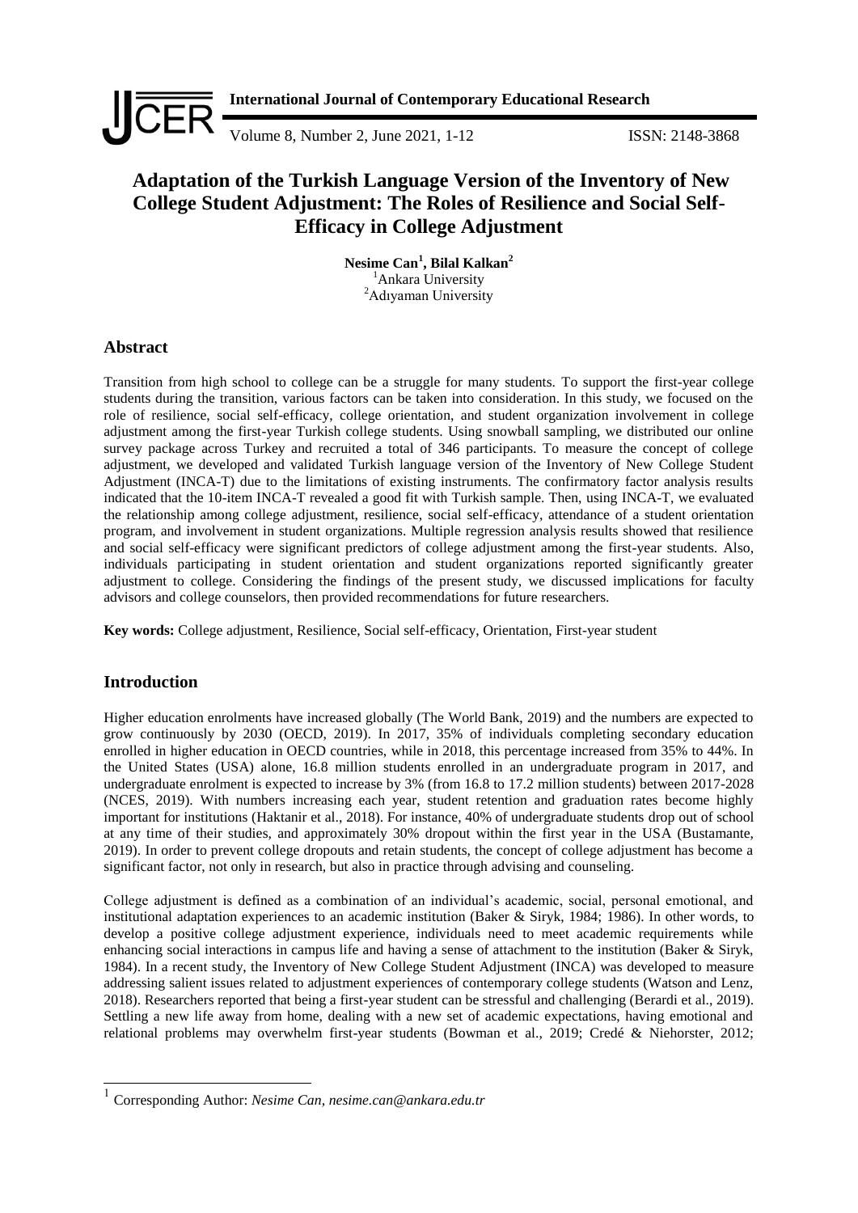# Adaptation of the Turkish Language Version of the Inventory of New College Student Adjustment: The Roles of Resilience and Social Self-Efficacy in College Adjustment

**Nesime Can[1], Bilal Kalkan[2]**
[1]Ankara University
[2]Adıyaman University

## Abstract

Transition from high school to college can be a struggle for many students. To support the first-year college students during the transition, various factors can be taken into consideration. In this study, we focused on the role of resilience, social self-efficacy, college orientation, and student organization involvement in college adjustment among the first-year Turkish college students. Using snowball sampling, we distributed our online survey package across Turkey and recruited a total of 346 participants. To measure the concept of college adjustment, we developed and validated Turkish language version of the Inventory of New College Student Adjustment (INCA-T) due to the limitations of existing instruments. The confirmatory factor analysis results indicated that the 10-item INCA-T revealed a good fit with Turkish sample. Then, using INCA-T, we evaluated the relationship among college adjustment, resilience, social self-efficacy, attendance of a student orientation program, and involvement in student organizations. Multiple regression analysis results showed that resilience and social self-efficacy were significant predictors of college adjustment among the first-year students. Also, individuals participating in student orientation and student organizations reported significantly greater adjustment to college. Considering the findings of the present study, we discussed implications for faculty advisors and college counselors, then provided recommendations for future researchers.

**Key words:** College adjustment, Resilience, Social self-efficacy, Orientation, First-year student

## Introduction

Higher education enrolments have increased globally (The World Bank, 2019) and the numbers are expected to grow continuously by 2030 (OECD, 2019). In 2017, 35% of individuals completing secondary education enrolled in higher education in OECD countries, while in 2018, this percentage increased from 35% to 44%. In the United States (USA) alone, 16.8 million students enrolled in an undergraduate program in 2017, and undergraduate enrolment is expected to increase by 3% (from 16.8 to 17.2 million students) between 2017-2028 (NCES, 2019). With numbers increasing each year, student retention and graduation rates become highly important for institutions (Haktanir et al., 2018). For instance, 40% of undergraduate students drop out of school at any time of their studies, and approximately 30% dropout within the first year in the USA (Bustamante, 2019). In order to prevent college dropouts and retain students, the concept of college adjustment has become a significant factor, not only in research, but also in practice through advising and counseling.

College adjustment is defined as a combination of an individual's academic, social, personal emotional, and institutional adaptation experiences to an academic institution (Baker & Siryk, 1984; 1986). In other words, to develop a positive college adjustment experience, individuals need to meet academic requirements while enhancing social interactions in campus life and having a sense of attachment to the institution (Baker & Siryk, 1984). In a recent study, the Inventory of New College Student Adjustment (INCA) was developed to measure addressing salient issues related to adjustment experiences of contemporary college students (Watson and Lenz, 2018). Researchers reported that being a first-year student can be stressful and challenging (Berardi et al., 2019). Settling a new life away from home, dealing with a new set of academic expectations, having emotional and relational problems may overwhelm first-year students (Bowman et al., 2019; Credé & Niehorster, 2012;

[1] Corresponding Author: *Nesime Can, nesime.can@ankara.edu.tr*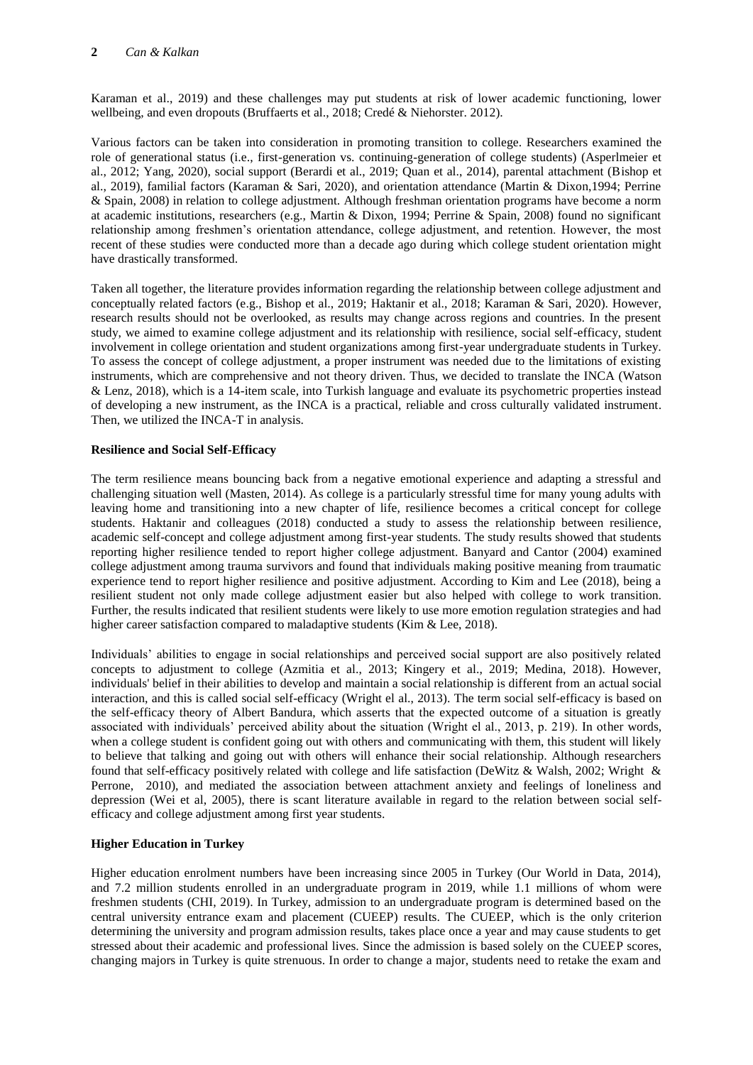Karaman et al., 2019) and these challenges may put students at risk of lower academic functioning, lower wellbeing, and even dropouts (Bruffaerts et al., 2018; Credé & Niehorster. 2012).

Various factors can be taken into consideration in promoting transition to college. Researchers examined the role of generational status (i.e., first-generation vs. continuing-generation of college students) (Asperlmeier et al., 2012; Yang, 2020), social support (Berardi et al., 2019; Quan et al., 2014), parental attachment (Bishop et al., 2019), familial factors (Karaman & Sari, 2020), and orientation attendance (Martin & Dixon,1994; Perrine & Spain, 2008) in relation to college adjustment. Although freshman orientation programs have become a norm at academic institutions, researchers (e.g., Martin & Dixon, 1994; Perrine & Spain, 2008) found no significant relationship among freshmen's orientation attendance, college adjustment, and retention. However, the most recent of these studies were conducted more than a decade ago during which college student orientation might have drastically transformed.

Taken all together, the literature provides information regarding the relationship between college adjustment and conceptually related factors (e.g., Bishop et al., 2019; Haktanir et al., 2018; Karaman & Sari, 2020). However, research results should not be overlooked, as results may change across regions and countries. In the present study, we aimed to examine college adjustment and its relationship with resilience, social self-efficacy, student involvement in college orientation and student organizations among first-year undergraduate students in Turkey. To assess the concept of college adjustment, a proper instrument was needed due to the limitations of existing instruments, which are comprehensive and not theory driven. Thus, we decided to translate the INCA (Watson & Lenz, 2018), which is a 14-item scale, into Turkish language and evaluate its psychometric properties instead of developing a new instrument, as the INCA is a practical, reliable and cross culturally validated instrument. Then, we utilized the INCA-T in analysis.

### Resilience and Social Self-Efficacy

The term resilience means bouncing back from a negative emotional experience and adapting a stressful and challenging situation well (Masten, 2014). As college is a particularly stressful time for many young adults with leaving home and transitioning into a new chapter of life, resilience becomes a critical concept for college students. Haktanir and colleagues (2018) conducted a study to assess the relationship between resilience, academic self-concept and college adjustment among first-year students. The study results showed that students reporting higher resilience tended to report higher college adjustment. Banyard and Cantor (2004) examined college adjustment among trauma survivors and found that individuals making positive meaning from traumatic experience tend to report higher resilience and positive adjustment. According to Kim and Lee (2018), being a resilient student not only made college adjustment easier but also helped with college to work transition. Further, the results indicated that resilient students were likely to use more emotion regulation strategies and had higher career satisfaction compared to maladaptive students (Kim & Lee, 2018).

Individuals' abilities to engage in social relationships and perceived social support are also positively related concepts to adjustment to college (Azmitia et al., 2013; Kingery et al., 2019; Medina, 2018). However, individuals' belief in their abilities to develop and maintain a social relationship is different from an actual social interaction, and this is called social self-efficacy (Wright el al., 2013). The term social self-efficacy is based on the self-efficacy theory of Albert Bandura, which asserts that the expected outcome of a situation is greatly associated with individuals' perceived ability about the situation (Wright el al., 2013, p. 219). In other words, when a college student is confident going out with others and communicating with them, this student will likely to believe that talking and going out with others will enhance their social relationship. Although researchers found that self-efficacy positively related with college and life satisfaction (DeWitz & Walsh, 2002; Wright & Perrone, 2010), and mediated the association between attachment anxiety and feelings of loneliness and depression (Wei et al, 2005), there is scant literature available in regard to the relation between social self-efficacy and college adjustment among first year students.

### Higher Education in Turkey

Higher education enrolment numbers have been increasing since 2005 in Turkey (Our World in Data, 2014), and 7.2 million students enrolled in an undergraduate program in 2019, while 1.1 millions of whom were freshmen students (CHI, 2019). In Turkey, admission to an undergraduate program is determined based on the central university entrance exam and placement (CUEEP) results. The CUEEP, which is the only criterion determining the university and program admission results, takes place once a year and may cause students to get stressed about their academic and professional lives. Since the admission is based solely on the CUEEP scores, changing majors in Turkey is quite strenuous. In order to change a major, students need to retake the exam and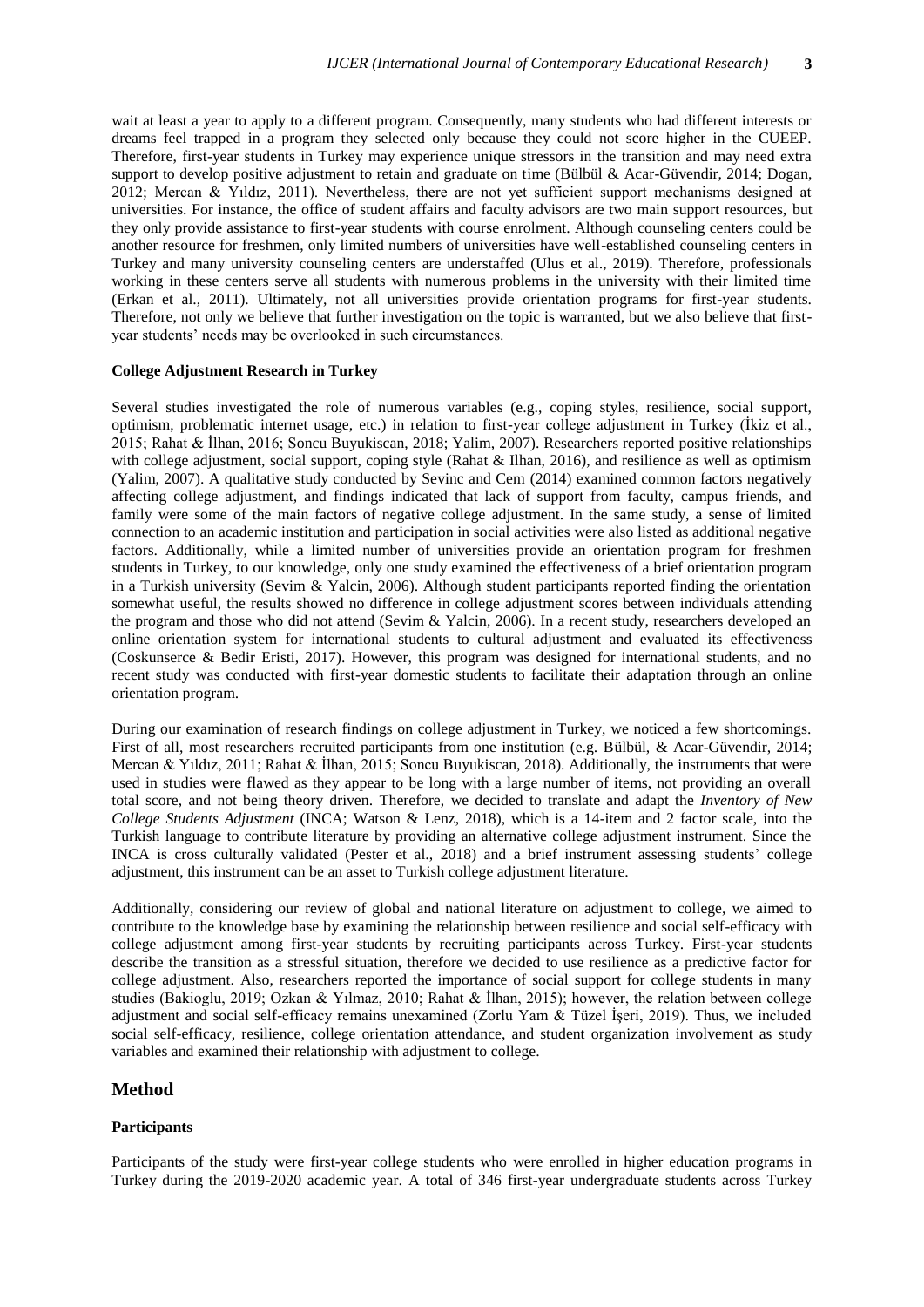wait at least a year to apply to a different program. Consequently, many students who had different interests or dreams feel trapped in a program they selected only because they could not score higher in the CUEEP. Therefore, first-year students in Turkey may experience unique stressors in the transition and may need extra support to develop positive adjustment to retain and graduate on time (Bülbül & Acar-Güvendir, 2014; Dogan, 2012; Mercan & Yıldız, 2011). Nevertheless, there are not yet sufficient support mechanisms designed at universities. For instance, the office of student affairs and faculty advisors are two main support resources, but they only provide assistance to first-year students with course enrolment. Although counseling centers could be another resource for freshmen, only limited numbers of universities have well-established counseling centers in Turkey and many university counseling centers are understaffed (Ulus et al., 2019). Therefore, professionals working in these centers serve all students with numerous problems in the university with their limited time (Erkan et al., 2011). Ultimately, not all universities provide orientation programs for first-year students. Therefore, not only we believe that further investigation on the topic is warranted, but we also believe that first-year students' needs may be overlooked in such circumstances.

### College Adjustment Research in Turkey

Several studies investigated the role of numerous variables (e.g., coping styles, resilience, social support, optimism, problematic internet usage, etc.) in relation to first-year college adjustment in Turkey (İkiz et al., 2015; Rahat & İlhan, 2016; Soncu Buyukiscan, 2018; Yalim, 2007). Researchers reported positive relationships with college adjustment, social support, coping style (Rahat & Ilhan, 2016), and resilience as well as optimism (Yalim, 2007). A qualitative study conducted by Sevinc and Cem (2014) examined common factors negatively affecting college adjustment, and findings indicated that lack of support from faculty, campus friends, and family were some of the main factors of negative college adjustment. In the same study, a sense of limited connection to an academic institution and participation in social activities were also listed as additional negative factors. Additionally, while a limited number of universities provide an orientation program for freshmen students in Turkey, to our knowledge, only one study examined the effectiveness of a brief orientation program in a Turkish university (Sevim & Yalcin, 2006). Although student participants reported finding the orientation somewhat useful, the results showed no difference in college adjustment scores between individuals attending the program and those who did not attend (Sevim & Yalcin, 2006). In a recent study, researchers developed an online orientation system for international students to cultural adjustment and evaluated its effectiveness (Coskunserce & Bedir Eristi, 2017). However, this program was designed for international students, and no recent study was conducted with first-year domestic students to facilitate their adaptation through an online orientation program.

During our examination of research findings on college adjustment in Turkey, we noticed a few shortcomings. First of all, most researchers recruited participants from one institution (e.g. Bülbül, & Acar-Güvendir, 2014; Mercan & Yıldız, 2011; Rahat & İlhan, 2015; Soncu Buyukiscan, 2018). Additionally, the instruments that were used in studies were flawed as they appear to be long with a large number of items, not providing an overall total score, and not being theory driven. Therefore, we decided to translate and adapt the *Inventory of New College Students Adjustment* (INCA; Watson & Lenz, 2018), which is a 14-item and 2 factor scale, into the Turkish language to contribute literature by providing an alternative college adjustment instrument. Since the INCA is cross culturally validated (Pester et al., 2018) and a brief instrument assessing students' college adjustment, this instrument can be an asset to Turkish college adjustment literature.

Additionally, considering our review of global and national literature on adjustment to college, we aimed to contribute to the knowledge base by examining the relationship between resilience and social self-efficacy with college adjustment among first-year students by recruiting participants across Turkey. First-year students describe the transition as a stressful situation, therefore we decided to use resilience as a predictive factor for college adjustment. Also, researchers reported the importance of social support for college students in many studies (Bakioglu, 2019; Ozkan & Yılmaz, 2010; Rahat & İlhan, 2015); however, the relation between college adjustment and social self-efficacy remains unexamined (Zorlu Yam & Tüzel İşeri, 2019). Thus, we included social self-efficacy, resilience, college orientation attendance, and student organization involvement as study variables and examined their relationship with adjustment to college.

## Method

### Participants

Participants of the study were first-year college students who were enrolled in higher education programs in Turkey during the 2019-2020 academic year. A total of 346 first-year undergraduate students across Turkey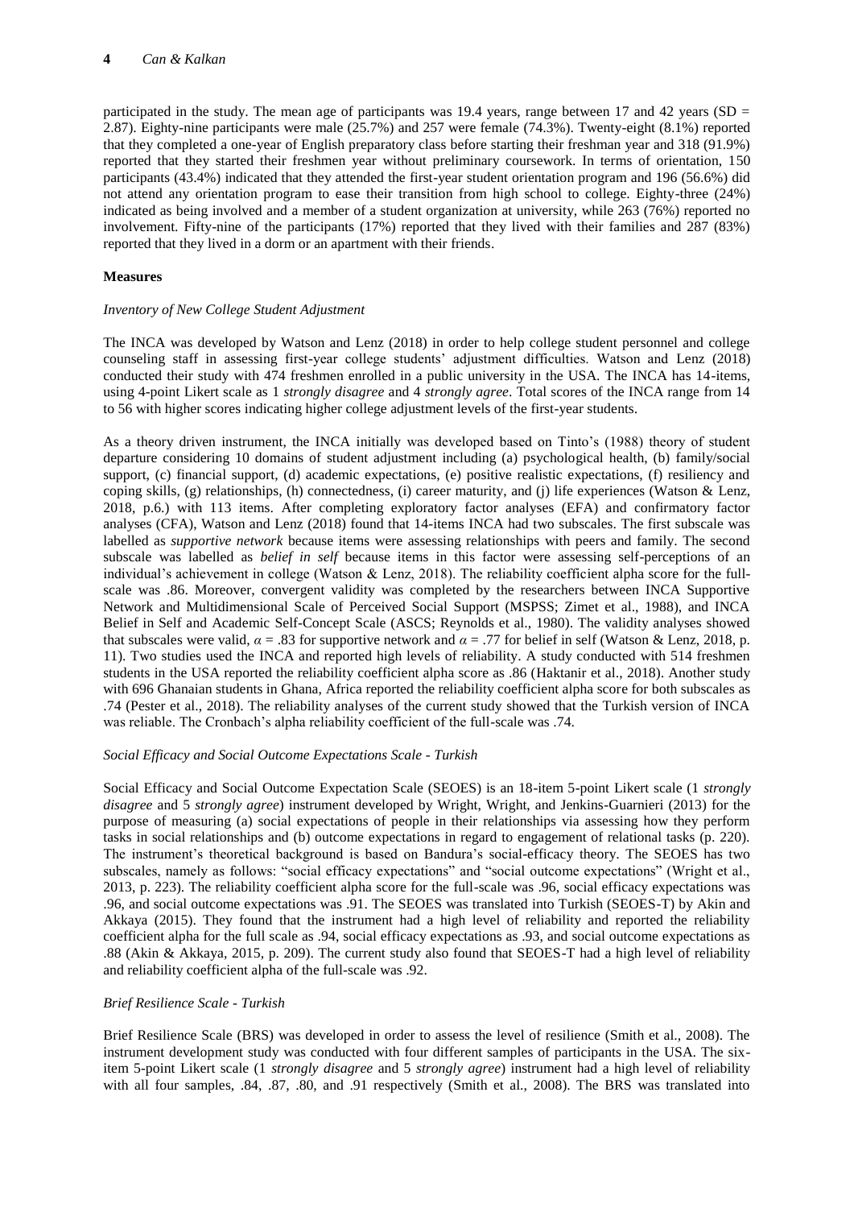participated in the study. The mean age of participants was 19.4 years, range between 17 and 42 years (SD = 2.87). Eighty-nine participants were male (25.7%) and 257 were female (74.3%). Twenty-eight (8.1%) reported that they completed a one-year of English preparatory class before starting their freshman year and 318 (91.9%) reported that they started their freshmen year without preliminary coursework. In terms of orientation, 150 participants (43.4%) indicated that they attended the first-year student orientation program and 196 (56.6%) did not attend any orientation program to ease their transition from high school to college. Eighty-three (24%) indicated as being involved and a member of a student organization at university, while 263 (76%) reported no involvement. Fifty-nine of the participants (17%) reported that they lived with their families and 287 (83%) reported that they lived in a dorm or an apartment with their friends.

**Measures**

*Inventory of New College Student Adjustment*

The INCA was developed by Watson and Lenz (2018) in order to help college student personnel and college counseling staff in assessing first-year college students' adjustment difficulties. Watson and Lenz (2018) conducted their study with 474 freshmen enrolled in a public university in the USA. The INCA has 14-items, using 4-point Likert scale as 1 *strongly disagree* and 4 *strongly agree*. Total scores of the INCA range from 14 to 56 with higher scores indicating higher college adjustment levels of the first-year students.

As a theory driven instrument, the INCA initially was developed based on Tinto's (1988) theory of student departure considering 10 domains of student adjustment including (a) psychological health, (b) family/social support, (c) financial support, (d) academic expectations, (e) positive realistic expectations, (f) resiliency and coping skills, (g) relationships, (h) connectedness, (i) career maturity, and (j) life experiences (Watson & Lenz, 2018, p.6.) with 113 items. After completing exploratory factor analyses (EFA) and confirmatory factor analyses (CFA), Watson and Lenz (2018) found that 14-items INCA had two subscales. The first subscale was labelled as *supportive network* because items were assessing relationships with peers and family. The second subscale was labelled as *belief in self* because items in this factor were assessing self-perceptions of an individual's achievement in college (Watson & Lenz, 2018). The reliability coefficient alpha score for the full-scale was .86. Moreover, convergent validity was completed by the researchers between INCA Supportive Network and Multidimensional Scale of Perceived Social Support (MSPSS; Zimet et al., 1988), and INCA Belief in Self and Academic Self-Concept Scale (ASCS; Reynolds et al., 1980). The validity analyses showed that subscales were valid, $\alpha$ = .83 for supportive network and $\alpha$ = .77 for belief in self (Watson & Lenz, 2018, p. 11). Two studies used the INCA and reported high levels of reliability. A study conducted with 514 freshmen students in the USA reported the reliability coefficient alpha score as .86 (Haktanir et al., 2018). Another study with 696 Ghanaian students in Ghana, Africa reported the reliability coefficient alpha score for both subscales as .74 (Pester et al., 2018). The reliability analyses of the current study showed that the Turkish version of INCA was reliable. The Cronbach's alpha reliability coefficient of the full-scale was .74.

*Social Efficacy and Social Outcome Expectations Scale - Turkish*

Social Efficacy and Social Outcome Expectation Scale (SEOES) is an 18-item 5-point Likert scale (1 *strongly disagree* and 5 *strongly agree*) instrument developed by Wright, Wright, and Jenkins-Guarnieri (2013) for the purpose of measuring (a) social expectations of people in their relationships via assessing how they perform tasks in social relationships and (b) outcome expectations in regard to engagement of relational tasks (p. 220). The instrument's theoretical background is based on Bandura's social-efficacy theory. The SEOES has two subscales, namely as follows: "social efficacy expectations" and "social outcome expectations" (Wright et al., 2013, p. 223). The reliability coefficient alpha score for the full-scale was .96, social efficacy expectations was .96, and social outcome expectations was .91. The SEOES was translated into Turkish (SEOES-T) by Akin and Akkaya (2015). They found that the instrument had a high level of reliability and reported the reliability coefficient alpha for the full scale as .94, social efficacy expectations as .93, and social outcome expectations as .88 (Akin & Akkaya, 2015, p. 209). The current study also found that SEOES-T had a high level of reliability and reliability coefficient alpha of the full-scale was .92.

*Brief Resilience Scale - Turkish*

Brief Resilience Scale (BRS) was developed in order to assess the level of resilience (Smith et al., 2008). The instrument development study was conducted with four different samples of participants in the USA. The six-item 5-point Likert scale (1 *strongly disagree* and 5 *strongly agree*) instrument had a high level of reliability with all four samples, .84, .87, .80, and .91 respectively (Smith et al., 2008). The BRS was translated into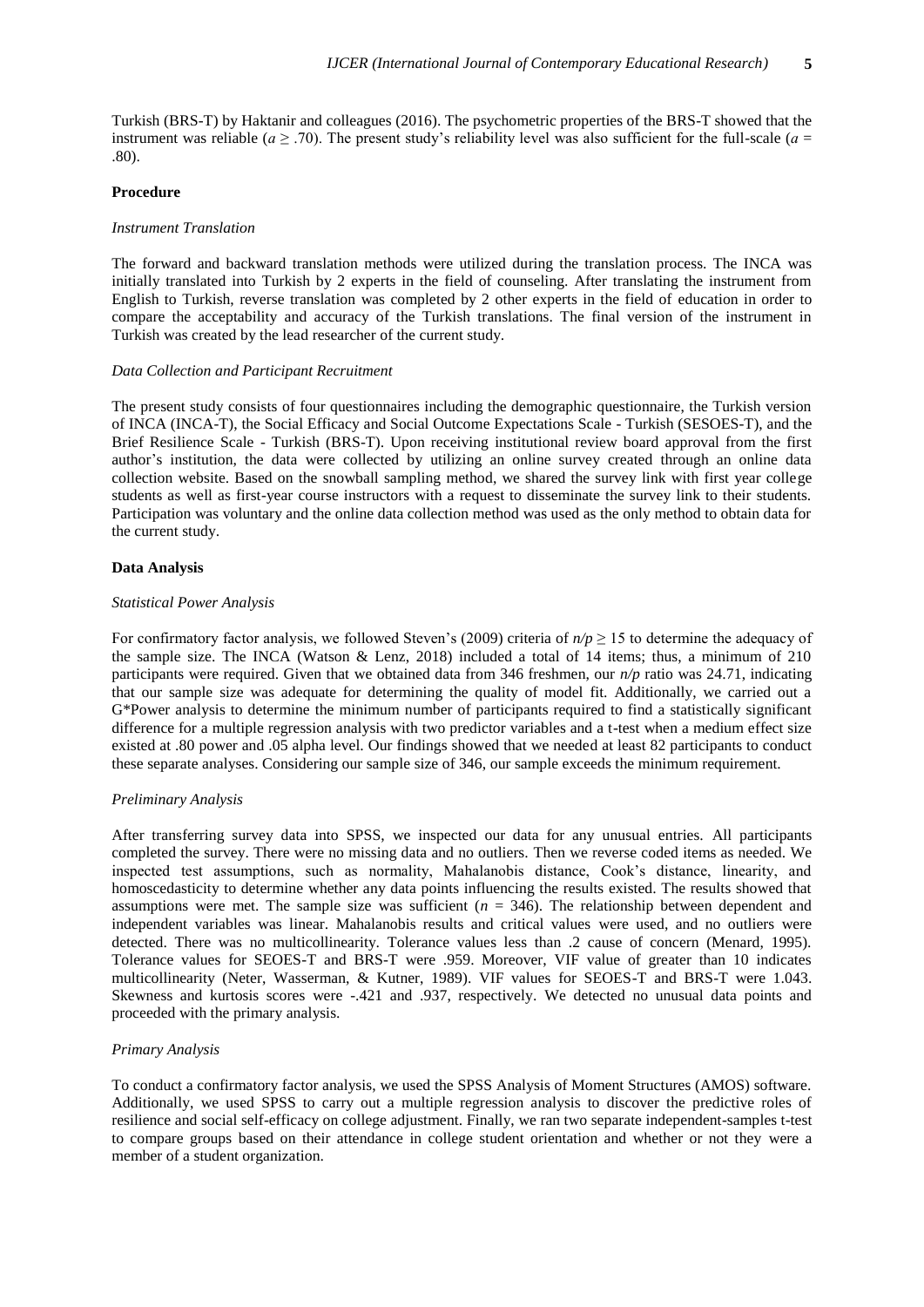Turkish (BRS-T) by Haktanir and colleagues (2016). The psychometric properties of the BRS-T showed that the instrument was reliable ($a \geq .70$). The present study's reliability level was also sufficient for the full-scale ($a = .80$).

**Procedure**

*Instrument Translation*

The forward and backward translation methods were utilized during the translation process. The INCA was initially translated into Turkish by 2 experts in the field of counseling. After translating the instrument from English to Turkish, reverse translation was completed by 2 other experts in the field of education in order to compare the acceptability and accuracy of the Turkish translations. The final version of the instrument in Turkish was created by the lead researcher of the current study.

*Data Collection and Participant Recruitment*

The present study consists of four questionnaires including the demographic questionnaire, the Turkish version of INCA (INCA-T), the Social Efficacy and Social Outcome Expectations Scale - Turkish (SESOES-T), and the Brief Resilience Scale - Turkish (BRS-T). Upon receiving institutional review board approval from the first author's institution, the data were collected by utilizing an online survey created through an online data collection website. Based on the snowball sampling method, we shared the survey link with first year college students as well as first-year course instructors with a request to disseminate the survey link to their students. Participation was voluntary and the online data collection method was used as the only method to obtain data for the current study.

**Data Analysis**

*Statistical Power Analysis*

For confirmatory factor analysis, we followed Steven's (2009) criteria of $n/p \geq 15$ to determine the adequacy of the sample size. The INCA (Watson & Lenz, 2018) included a total of 14 items; thus, a minimum of 210 participants were required. Given that we obtained data from 346 freshmen, our $n/p$ ratio was 24.71, indicating that our sample size was adequate for determining the quality of model fit. Additionally, we carried out a G*Power analysis to determine the minimum number of participants required to find a statistically significant difference for a multiple regression analysis with two predictor variables and a t-test when a medium effect size existed at .80 power and .05 alpha level. Our findings showed that we needed at least 82 participants to conduct these separate analyses. Considering our sample size of 346, our sample exceeds the minimum requirement.

*Preliminary Analysis*

After transferring survey data into SPSS, we inspected our data for any unusual entries. All participants completed the survey. There were no missing data and no outliers. Then we reverse coded items as needed. We inspected test assumptions, such as normality, Mahalanobis distance, Cook's distance, linearity, and homoscedasticity to determine whether any data points influencing the results existed. The results showed that assumptions were met. The sample size was sufficient ($n = 346$). The relationship between dependent and independent variables was linear. Mahalanobis results and critical values were used, and no outliers were detected. There was no multicollinearity. Tolerance values less than .2 cause of concern (Menard, 1995). Tolerance values for SEOES-T and BRS-T were .959. Moreover, VIF value of greater than 10 indicates multicollinearity (Neter, Wasserman, & Kutner, 1989). VIF values for SEOES-T and BRS-T were 1.043. Skewness and kurtosis scores were -.421 and .937, respectively. We detected no unusual data points and proceeded with the primary analysis.

*Primary Analysis*

To conduct a confirmatory factor analysis, we used the SPSS Analysis of Moment Structures (AMOS) software. Additionally, we used SPSS to carry out a multiple regression analysis to discover the predictive roles of resilience and social self-efficacy on college adjustment. Finally, we ran two separate independent-samples t-test to compare groups based on their attendance in college student orientation and whether or not they were a member of a student organization.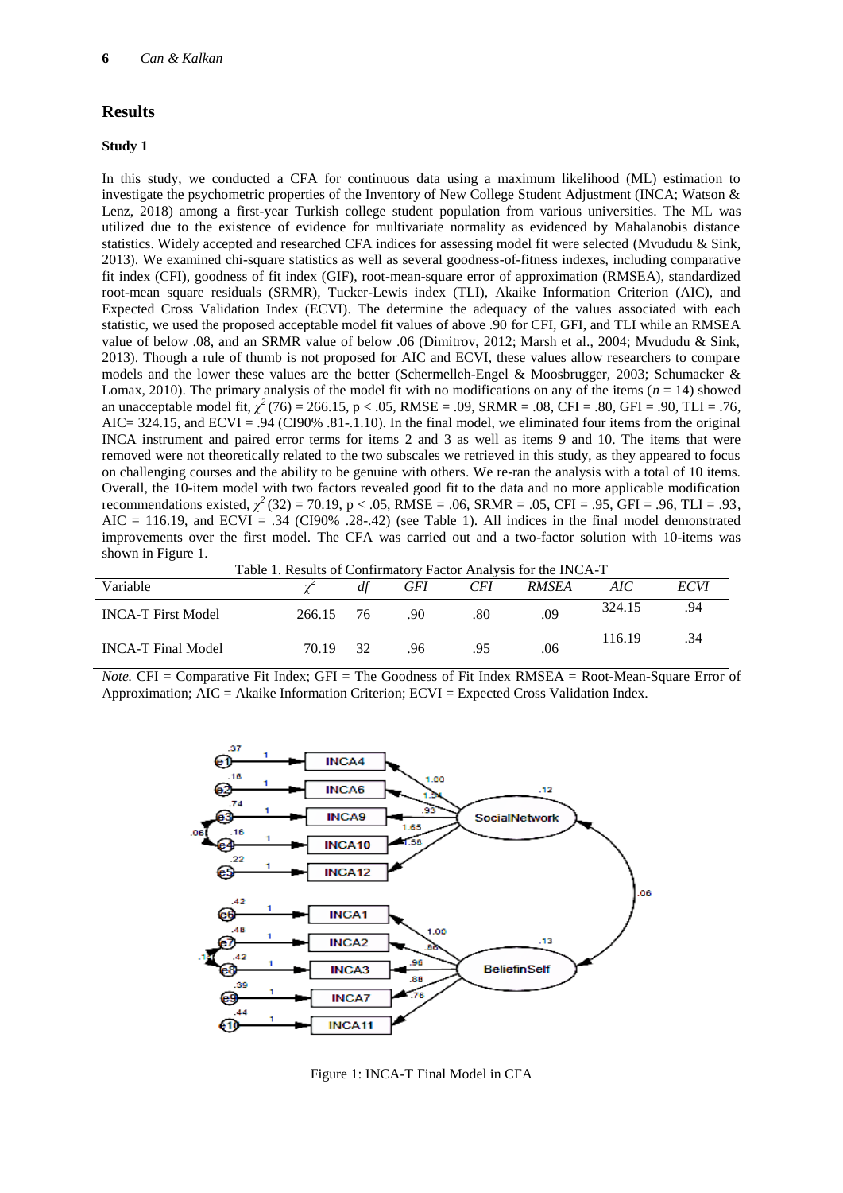## Results

### Study 1

In this study, we conducted a CFA for continuous data using a maximum likelihood (ML) estimation to investigate the psychometric properties of the Inventory of New College Student Adjustment (INCA; Watson & Lenz, 2018) among a first-year Turkish college student population from various universities. The ML was utilized due to the existence of evidence for multivariate normality as evidenced by Mahalanobis distance statistics. Widely accepted and researched CFA indices for assessing model fit were selected (Mvududu & Sink, 2013). We examined chi-square statistics as well as several goodness-of-fitness indexes, including comparative fit index (CFI), goodness of fit index (GIF), root-mean-square error of approximation (RMSEA), standardized root-mean square residuals (SRMR), Tucker-Lewis index (TLI), Akaike Information Criterion (AIC), and Expected Cross Validation Index (ECVI). The determine the adequacy of the values associated with each statistic, we used the proposed acceptable model fit values of above .90 for CFI, GFI, and TLI while an RMSEA value of below .08, and an SRMR value of below .06 (Dimitrov, 2012; Marsh et al., 2004; Mvududu & Sink, 2013). Though a rule of thumb is not proposed for AIC and ECVI, these values allow researchers to compare models and the lower these values are the better (Schermelleh-Engel & Moosbrugger, 2003; Schumacker & Lomax, 2010). The primary analysis of the model fit with no modifications on any of the items ($n$ = 14) showed an unacceptable model fit, $\chi^2$ (76) = 266.15, p < .05, RMSE = .09, SRMR = .08, CFI = .80, GFI = .90, TLI = .76, AIC= 324.15, and ECVI = .94 (CI90% .81-.1.10). In the final model, we eliminated four items from the original INCA instrument and paired error terms for items 2 and 3 as well as items 9 and 10. The items that were removed were not theoretically related to the two subscales we retrieved in this study, as they appeared to focus on challenging courses and the ability to be genuine with others. We re-ran the analysis with a total of 10 items. Overall, the 10-item model with two factors revealed good fit to the data and no more applicable modification recommendations existed, $\chi^2$ (32) = 70.19, p < .05, RMSE = .06, SRMR = .05, CFI = .95, GFI = .96, TLI = .93, AIC = 116.19, and ECVI = .34 (CI90% .28-.42) (see Table 1). All indices in the final model demonstrated improvements over the first model. The CFA was carried out and a two-factor solution with 10-items was shown in Figure 1.

Table 1. Results of Confirmatory Factor Analysis for the INCA-T

| Variable | $\chi^2$ | *df* | *GFI* | *CFI* | *RMSEA* | *AIC* | *ECVI* |
|---|---|---|---|---|---|---|---|
| INCA-T First Model | 266.15 | 76 | .90 | .80 | .09 | 324.15 | .94 |
| INCA-T Final Model | 70.19 | 32 | .96 | .95 | .06 | 116.19 | .34 |

*Note.* CFI = Comparative Fit Index; GFI = The Goodness of Fit Index RMSEA = Root-Mean-Square Error of Approximation; AIC = Akaike Information Criterion; ECVI = Expected Cross Validation Index.

Figure 1: INCA-T Final Model in CFA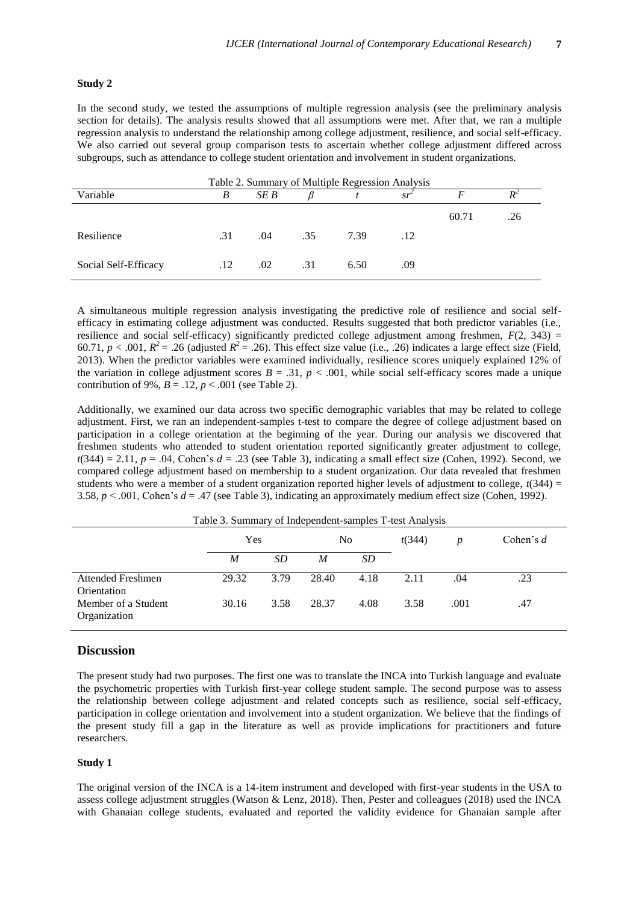### Study 2

In the second study, we tested the assumptions of multiple regression analysis (see the preliminary analysis section for details). The analysis results showed that all assumptions were met. After that, we ran a multiple regression analysis to understand the relationship among college adjustment, resilience, and social self-efficacy. We also carried out several group comparison tests to ascertain whether college adjustment differed across subgroups, such as attendance to college student orientation and involvement in student organizations.

Table 2. Summary of Multiple Regression Analysis

| Variable | *B* | *SE B* | *β* | *t* | $sr^2$ | *F* | $R^2$ |
|---|---|---|---|---|---|---|---|
| | | | | | | 60.71 | .26 |
| Resilience | .31 | .04 | .35 | 7.39 | .12 | | |
| Social Self-Efficacy | .12 | .02 | .31 | 6.50 | .09 | | |

A simultaneous multiple regression analysis investigating the predictive role of resilience and social self-efficacy in estimating college adjustment was conducted. Results suggested that both predictor variables (i.e., resilience and social self-efficacy) significantly predicted college adjustment among freshmen, $F(2, 343) = 60.71$, $p < .001$, $R^2 = .26$ (adjusted $R^2 = .26$). This effect size value (i.e., .26) indicates a large effect size (Field, 2013). When the predictor variables were examined individually, resilience scores uniquely explained 12% of the variation in college adjustment scores $B = .31$, $p < .001$, while social self-efficacy scores made a unique contribution of 9%, $B = .12$, $p < .001$ (see Table 2).

Additionally, we examined our data across two specific demographic variables that may be related to college adjustment. First, we ran an independent-samples t-test to compare the degree of college adjustment based on participation in a college orientation at the beginning of the year. During our analysis we discovered that freshmen students who attended to student orientation reported significantly greater adjustment to college, $t(344) = 2.11$, $p = .04$, Cohen's $d = .23$ (see Table 3), indicating a small effect size (Cohen, 1992). Second, we compared college adjustment based on membership to a student organization. Our data revealed that freshmen students who were a member of a student organization reported higher levels of adjustment to college, $t(344) = 3.58$, $p < .001$, Cohen's $d = .47$ (see Table 3), indicating an approximately medium effect size (Cohen, 1992).

Table 3. Summary of Independent-samples T-test Analysis

| | Yes | | No | | $t(344)$ | *p* | Cohen's *d* |
|---|---|---|---|---|---|---|---|
| | *M* | *SD* | *M* | *SD* | | | |
| Attended Freshmen Orientation | 29.32 | 3.79 | 28.40 | 4.18 | 2.11 | .04 | .23 |
| Member of a Student Organization | 30.16 | 3.58 | 28.37 | 4.08 | 3.58 | .001 | .47 |

## Discussion

The present study had two purposes. The first one was to translate the INCA into Turkish language and evaluate the psychometric properties with Turkish first-year college student sample. The second purpose was to assess the relationship between college adjustment and related concepts such as resilience, social self-efficacy, participation in college orientation and involvement into a student organization. We believe that the findings of the present study fill a gap in the literature as well as provide implications for practitioners and future researchers.

### Study 1

The original version of the INCA is a 14-item instrument and developed with first-year students in the USA to assess college adjustment struggles (Watson & Lenz, 2018). Then, Pester and colleagues (2018) used the INCA with Ghanaian college students, evaluated and reported the validity evidence for Ghanaian sample after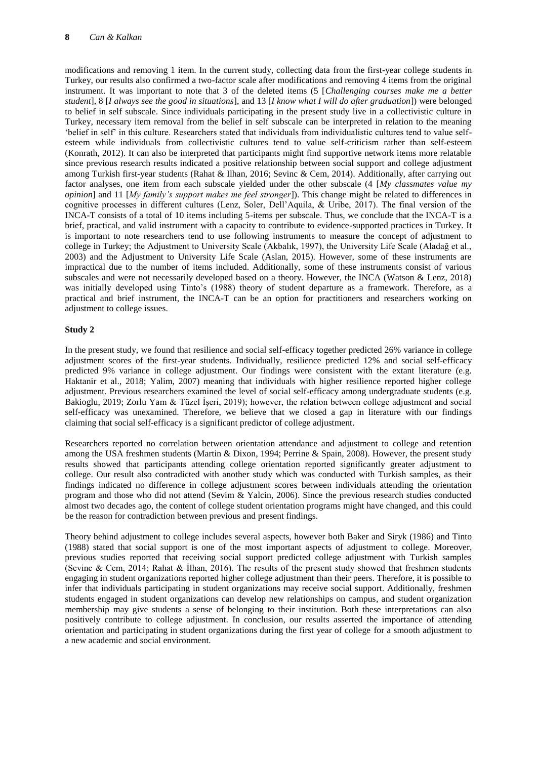modifications and removing 1 item. In the current study, collecting data from the first-year college students in Turkey, our results also confirmed a two-factor scale after modifications and removing 4 items from the original instrument. It was important to note that 3 of the deleted items (5 [*Challenging courses make me a better student*], 8 [*I always see the good in situations*], and 13 [*I know what I will do after graduation*]) were belonged to belief in self subscale. Since individuals participating in the present study live in a collectivistic culture in Turkey, necessary item removal from the belief in self subscale can be interpreted in relation to the meaning 'belief in self' in this culture. Researchers stated that individuals from individualistic cultures tend to value self-esteem while individuals from collectivistic cultures tend to value self-criticism rather than self-esteem (Konrath, 2012). It can also be interpreted that participants might find supportive network items more relatable since previous research results indicated a positive relationship between social support and college adjustment among Turkish first-year students (Rahat & Ilhan, 2016; Sevinc & Cem, 2014). Additionally, after carrying out factor analyses, one item from each subscale yielded under the other subscale (4 [*My classmates value my opinion*] and 11 [*My family's support makes me feel stronger*]). This change might be related to differences in cognitive processes in different cultures (Lenz, Soler, Dell'Aquila, & Uribe, 2017). The final version of the INCA-T consists of a total of 10 items including 5-items per subscale. Thus, we conclude that the INCA-T is a brief, practical, and valid instrument with a capacity to contribute to evidence-supported practices in Turkey. It is important to note researchers tend to use following instruments to measure the concept of adjustment to college in Turkey; the Adjustment to University Scale (Akbalık, 1997), the University Life Scale (Aladağ et al., 2003) and the Adjustment to University Life Scale (Aslan, 2015). However, some of these instruments are impractical due to the number of items included. Additionally, some of these instruments consist of various subscales and were not necessarily developed based on a theory. However, the INCA (Watson & Lenz, 2018) was initially developed using Tinto's (1988) theory of student departure as a framework. Therefore, as a practical and brief instrument, the INCA-T can be an option for practitioners and researchers working on adjustment to college issues.

**Study 2**

In the present study, we found that resilience and social self-efficacy together predicted 26% variance in college adjustment scores of the first-year students. Individually, resilience predicted 12% and social self-efficacy predicted 9% variance in college adjustment. Our findings were consistent with the extant literature (e.g. Haktanir et al., 2018; Yalim, 2007) meaning that individuals with higher resilience reported higher college adjustment. Previous researchers examined the level of social self-efficacy among undergraduate students (e.g. Bakioglu, 2019; Zorlu Yam & Tüzel İşeri, 2019); however, the relation between college adjustment and social self-efficacy was unexamined. Therefore, we believe that we closed a gap in literature with our findings claiming that social self-efficacy is a significant predictor of college adjustment.

Researchers reported no correlation between orientation attendance and adjustment to college and retention among the USA freshmen students (Martin & Dixon, 1994; Perrine & Spain, 2008). However, the present study results showed that participants attending college orientation reported significantly greater adjustment to college. Our result also contradicted with another study which was conducted with Turkish samples, as their findings indicated no difference in college adjustment scores between individuals attending the orientation program and those who did not attend (Sevim & Yalcin, 2006). Since the previous research studies conducted almost two decades ago, the content of college student orientation programs might have changed, and this could be the reason for contradiction between previous and present findings.

Theory behind adjustment to college includes several aspects, however both Baker and Siryk (1986) and Tinto (1988) stated that social support is one of the most important aspects of adjustment to college. Moreover, previous studies reported that receiving social support predicted college adjustment with Turkish samples (Sevinc & Cem, 2014; Rahat & İlhan, 2016). The results of the present study showed that freshmen students engaging in student organizations reported higher college adjustment than their peers. Therefore, it is possible to infer that individuals participating in student organizations may receive social support. Additionally, freshmen students engaged in student organizations can develop new relationships on campus, and student organization membership may give students a sense of belonging to their institution. Both these interpretations can also positively contribute to college adjustment. In conclusion, our results asserted the importance of attending orientation and participating in student organizations during the first year of college for a smooth adjustment to a new academic and social environment.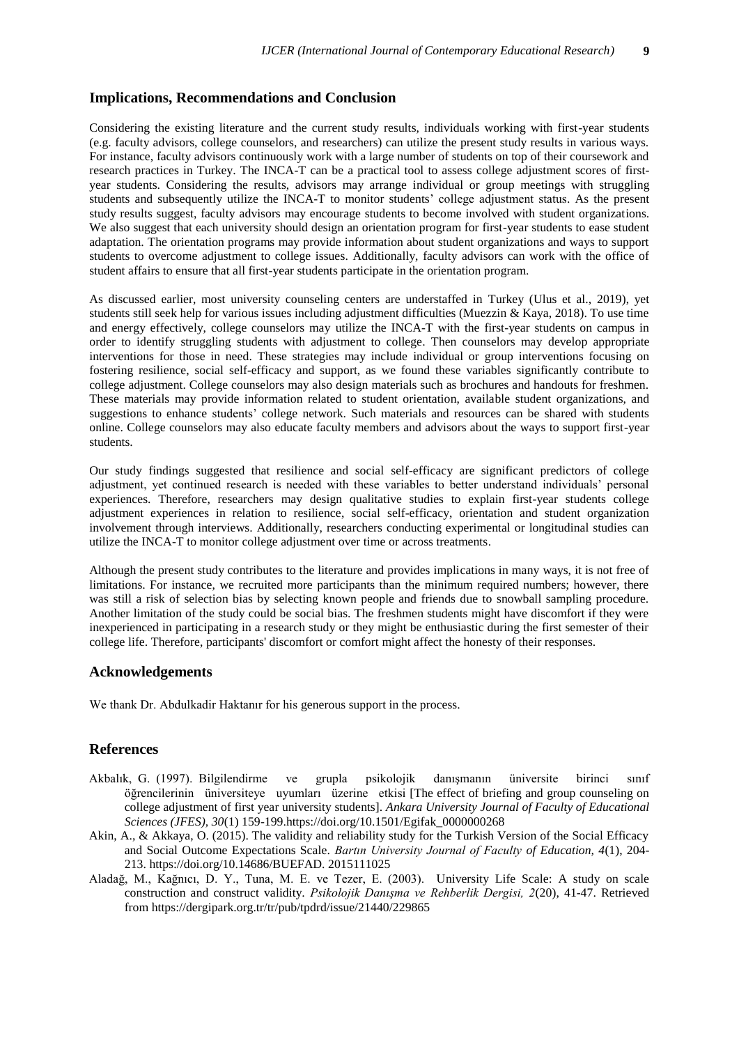## Implications, Recommendations and Conclusion

Considering the existing literature and the current study results, individuals working with first-year students (e.g. faculty advisors, college counselors, and researchers) can utilize the present study results in various ways. For instance, faculty advisors continuously work with a large number of students on top of their coursework and research practices in Turkey. The INCA-T can be a practical tool to assess college adjustment scores of first-year students. Considering the results, advisors may arrange individual or group meetings with struggling students and subsequently utilize the INCA-T to monitor students' college adjustment status. As the present study results suggest, faculty advisors may encourage students to become involved with student organizations. We also suggest that each university should design an orientation program for first-year students to ease student adaptation. The orientation programs may provide information about student organizations and ways to support students to overcome adjustment to college issues. Additionally, faculty advisors can work with the office of student affairs to ensure that all first-year students participate in the orientation program.

As discussed earlier, most university counseling centers are understaffed in Turkey (Ulus et al., 2019), yet students still seek help for various issues including adjustment difficulties (Muezzin & Kaya, 2018). To use time and energy effectively, college counselors may utilize the INCA-T with the first-year students on campus in order to identify struggling students with adjustment to college. Then counselors may develop appropriate interventions for those in need. These strategies may include individual or group interventions focusing on fostering resilience, social self-efficacy and support, as we found these variables significantly contribute to college adjustment. College counselors may also design materials such as brochures and handouts for freshmen. These materials may provide information related to student orientation, available student organizations, and suggestions to enhance students' college network. Such materials and resources can be shared with students online. College counselors may also educate faculty members and advisors about the ways to support first-year students.

Our study findings suggested that resilience and social self-efficacy are significant predictors of college adjustment, yet continued research is needed with these variables to better understand individuals' personal experiences. Therefore, researchers may design qualitative studies to explain first-year students college adjustment experiences in relation to resilience, social self-efficacy, orientation and student organization involvement through interviews. Additionally, researchers conducting experimental or longitudinal studies can utilize the INCA-T to monitor college adjustment over time or across treatments.

Although the present study contributes to the literature and provides implications in many ways, it is not free of limitations. For instance, we recruited more participants than the minimum required numbers; however, there was still a risk of selection bias by selecting known people and friends due to snowball sampling procedure. Another limitation of the study could be social bias. The freshmen students might have discomfort if they were inexperienced in participating in a research study or they might be enthusiastic during the first semester of their college life. Therefore, participants' discomfort or comfort might affect the honesty of their responses.

## Acknowledgements

We thank Dr. Abdulkadir Haktanır for his generous support in the process.

## References

Akbalık, G. (1997). Bilgilendirme ve grupla psikolojik danışmanın üniversite birinci sınıf öğrencilerinin üniversiteye uyumları üzerine etkisi [The effect of briefing and group counseling on college adjustment of first year university students]. *Ankara University Journal of Faculty of Educational Sciences (JFES), 30*(1) 159-199.https://doi.org/10.1501/Egifak_0000000268

Akin, A., & Akkaya, O. (2015). The validity and reliability study for the Turkish Version of the Social Efficacy and Social Outcome Expectations Scale. *Bartın University Journal of Faculty of Education, 4*(1), 204-213. https://doi.org/10.14686/BUEFAD. 2015111025

Aladağ, M., Kağnıcı, D. Y., Tuna, M. E. ve Tezer, E. (2003). University Life Scale: A study on scale construction and construct validity. *Psikolojik Danışma ve Rehberlik Dergisi, 2*(20), 41-47. Retrieved from https://dergipark.org.tr/tr/pub/tpdrd/issue/21440/229865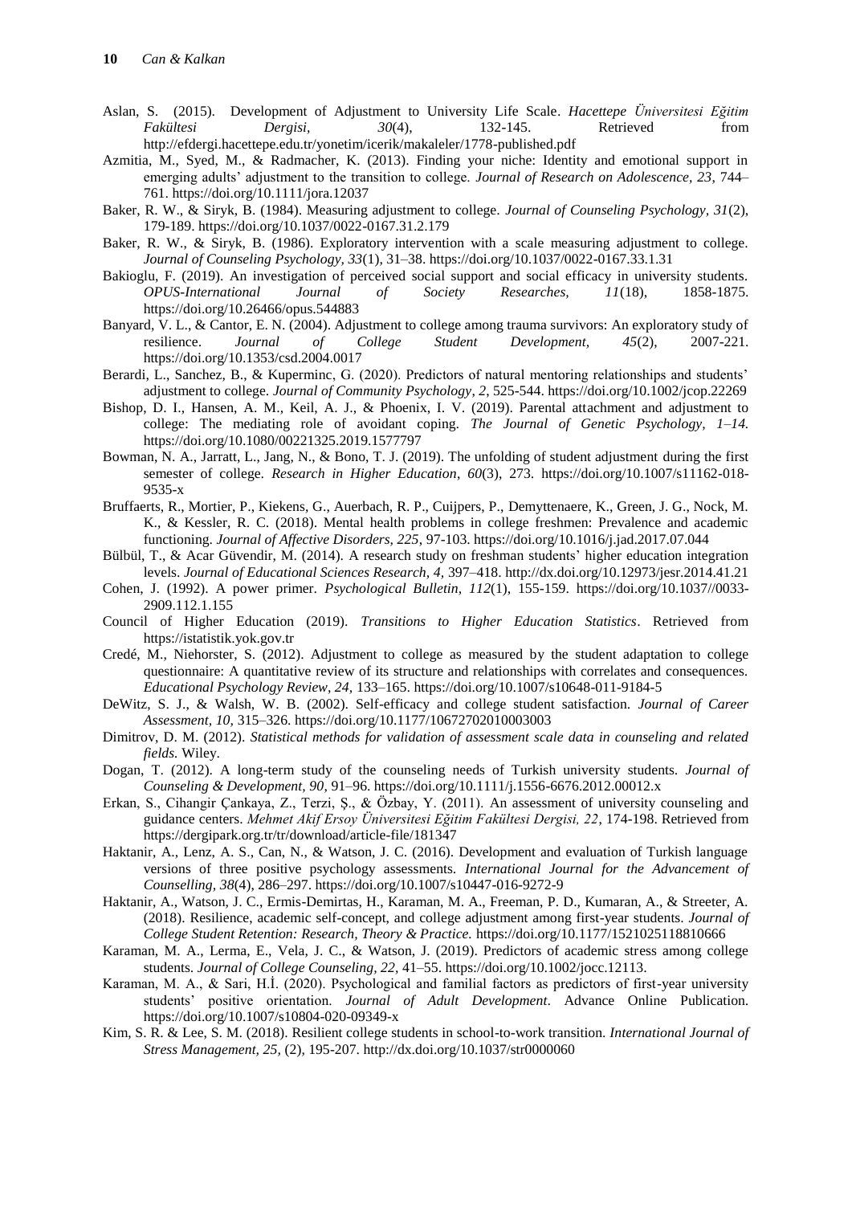Aslan, S. (2015). Development of Adjustment to University Life Scale. *Hacettepe Üniversitesi Eğitim Fakültesi Dergisi, 30*(4), 132-145. Retrieved from http://efdergi.hacettepe.edu.tr/yonetim/icerik/makaleler/1778-published.pdf

Azmitia, M., Syed, M., & Radmacher, K. (2013). Finding your niche: Identity and emotional support in emerging adults' adjustment to the transition to college. *Journal of Research on Adolescence, 23*, 744–761. https://doi.org/10.1111/jora.12037

Baker, R. W., & Siryk, B. (1984). Measuring adjustment to college. *Journal of Counseling Psychology, 31*(2), 179-189. https://doi.org/10.1037/0022-0167.31.2.179

Baker, R. W., & Siryk, B. (1986). Exploratory intervention with a scale measuring adjustment to college. *Journal of Counseling Psychology, 33*(1), 31–38. https://doi.org/10.1037/0022-0167.33.1.31

Bakioglu, F. (2019). An investigation of perceived social support and social efficacy in university students. *OPUS-International Journal of Society Researches, 11*(18), 1858-1875. https://doi.org/10.26466/opus.544883

Banyard, V. L., & Cantor, E. N. (2004). Adjustment to college among trauma survivors: An exploratory study of resilience. *Journal of College Student Development, 45*(2), 2007-221. https://doi.org/10.1353/csd.2004.0017

Berardi, L., Sanchez, B., & Kuperminc, G. (2020). Predictors of natural mentoring relationships and students' adjustment to college. *Journal of Community Psychology, 2*, 525-544. https://doi.org/10.1002/jcop.22269

Bishop, D. I., Hansen, A. M., Keil, A. J., & Phoenix, I. V. (2019). Parental attachment and adjustment to college: The mediating role of avoidant coping. *The Journal of Genetic Psychology, 1–14.* https://doi.org/10.1080/00221325.2019.1577797

Bowman, N. A., Jarratt, L., Jang, N., & Bono, T. J. (2019). The unfolding of student adjustment during the first semester of college. *Research in Higher Education*, *60*(3), 273. https://doi.org/10.1007/s11162-018-9535-x

Bruffaerts, R., Mortier, P., Kiekens, G., Auerbach, R. P., Cuijpers, P., Demyttenaere, K., Green, J. G., Nock, M. K., & Kessler, R. C. (2018). Mental health problems in college freshmen: Prevalence and academic functioning. *Journal of Affective Disorders, 225*, 97-103. https://doi.org/10.1016/j.jad.2017.07.044

Bülbül, T., & Acar Güvendir, M. (2014). A research study on freshman students' higher education integration levels. *Journal of Educational Sciences Research, 4,* 397–418. http://dx.doi.org/10.12973/jesr.2014.41.21

Cohen, J. (1992). A power primer. *Psychological Bulletin, 112*(1), 155-159. https://doi.org/10.1037//0033-2909.112.1.155

Council of Higher Education (2019). *Transitions to Higher Education Statistics*. Retrieved from https://istatistik.yok.gov.tr

Credé, M., Niehorster, S. (2012). Adjustment to college as measured by the student adaptation to college questionnaire: A quantitative review of its structure and relationships with correlates and consequences. *Educational Psychology Review, 24,* 133–165. https://doi.org/10.1007/s10648-011-9184-5

DeWitz, S. J., & Walsh, W. B. (2002). Self-efficacy and college student satisfaction. *Journal of Career Assessment, 10,* 315–326. https://doi.org/10.1177/10672702010003003

Dimitrov, D. M. (2012). *Statistical methods for validation of assessment scale data in counseling and related fields.* Wiley.

Dogan, T. (2012). A long-term study of the counseling needs of Turkish university students. *Journal of Counseling & Development, 90*, 91–96. https://doi.org/10.1111/j.1556-6676.2012.00012.x

Erkan, S., Cihangir Çankaya, Z., Terzi, Ş., & Özbay, Y. (2011). An assessment of university counseling and guidance centers. *Mehmet Akif Ersoy Üniversitesi Eğitim Fakültesi Dergisi, 22*, 174-198. Retrieved from https://dergipark.org.tr/tr/download/article-file/181347

Haktanir, A., Lenz, A. S., Can, N., & Watson, J. C. (2016). Development and evaluation of Turkish language versions of three positive psychology assessments. *International Journal for the Advancement of Counselling, 38*(4), 286–297. https://doi.org/10.1007/s10447-016-9272-9

Haktanir, A., Watson, J. C., Ermis-Demirtas, H., Karaman, M. A., Freeman, P. D., Kumaran, A., & Streeter, A. (2018). Resilience, academic self-concept, and college adjustment among first-year students. *Journal of College Student Retention: Research, Theory & Practice.* https://doi.org/10.1177/1521025118810666

Karaman, M. A., Lerma, E., Vela, J. C., & Watson, J. (2019). Predictors of academic stress among college students. *Journal of College Counseling, 22,* 41–55. https://doi.org/10.1002/jocc.12113.

Karaman, M. A., & Sari, H.İ. (2020). Psychological and familial factors as predictors of first-year university students' positive orientation. *Journal of Adult Development*. Advance Online Publication. https://doi.org/10.1007/s10804-020-09349-x

Kim, S. R. & Lee, S. M. (2018). Resilient college students in school-to-work transition. *International Journal of Stress Management, 25,* (2), 195-207. http://dx.doi.org/10.1037/str0000060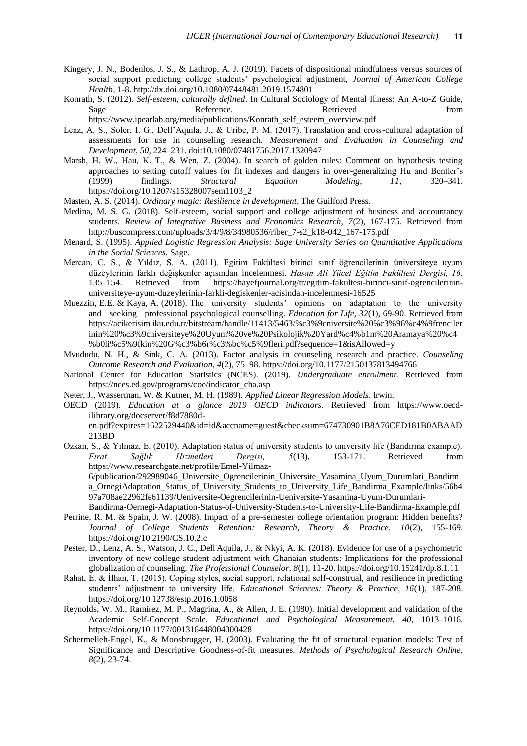Kingery, J. N., Bodenlos, J. S., & Lathrop, A. J. (2019). Facets of dispositional mindfulness versus sources of social support predicting college students' psychological adjustment, *Journal of American College Health*, 1-8. http://dx.doi.org/10.1080/07448481.2019.1574801

Konrath, S. (2012). *Self-esteem, culturally defined*. In Cultural Sociology of Mental Illness: An A-to-Z Guide, Sage Reference. Retrieved from https://www.ipearlab.org/media/publications/Konrath_self_esteem_overview.pdf

Lenz, A. S., Soler, I. G., Dell'Aquila, J., & Uribe, P. M. (2017). Translation and cross-cultural adaptation of assessments for use in counseling research. *Measurement and Evaluation in Counseling and Development, 50*, 224–231. doi:10.1080/07481756.2017.1320947

Marsh, H. W., Hau, K. T., & Wen, Z. (2004). In search of golden rules: Comment on hypothesis testing approaches to setting cutoff values for fit indexes and dangers in over-generalizing Hu and Bentler's (1999) findings. *Structural Equation Modeling, 11*, 320–341. https://doi.org/10.1207/s15328007sem1103_2

Masten, A. S. (2014). *Ordinary magic: Resilience in development*. The Guilford Press.

Medina, M. S. G. (2018). Self-esteem, social support and college adjustment of business and accountancy students. *Review of Integrative Business and Economics Research, 7*(2), 167-175. Retrieved from http://buscompress.com/uploads/3/4/9/8/34980536/riber_7-s2_k18-042_167-175.pdf

Menard, S. (1995). *Applied Logistic Regression Analysis: Sage University Series on Quantitative Applications in the Social Sciences.* Sage.

Mercan, C. S., & Yıldız, S. A. (2011). Egitim Fakültesi birinci sınıf öğrencilerinin üniversiteye uyum düzeylerinin farklı değişkenler açısından incelenmesi. *Hasan Ali Yücel Eğitim Fakültesi Dergisi, 16,* 135–154. Retrieved from https://hayefjournal.org/tr/egitim-fakultesi-birinci-sinif-ogrencilerinin-universiteye-uyum-duzeylerinin-farkli-degiskenler-acisindan-incelenmesi-16525

Muezzin, E.E. & Kaya, A. (2018). The university students' opinions on adaptation to the university and seeking professional psychological counselling. *Education for Life, 32*(1), 69-90. Retrieved from https://acikerisim.iku.edu.tr/bitstream/handle/11413/5463/%c3%9cniversite%20%c3%96%c4%9frenciler inin%20%c3%9cniversiteye%20Uyum%20ve%20Psikolojik%20Yard%c4%b1m%20Aramaya%20%c4 %b0li%c5%9fkin%20G%c3%b6r%c3%bc%c5%9fleri.pdf?sequence=1&isAllowed=y

Mvududu, N. H., & Sink, C. A. (2013). Factor analysis in counseling research and practice. *Counseling Outcome Research and Evaluation, 4*(2), 75–98. https://doi.org/10.1177/2150137813494766

National Center for Education Statistics (NCES). (2019). *Undergraduate enrollment.* Retrieved from https://nces.ed.gov/programs/coe/indicator_cha.asp

Neter, J., Wasserman, W. & Kutner, M. H. (1989). *Applied Linear Regression Models*. Irwin.

OECD (2019). *Education at a glance 2019 OECD indicators.* Retrieved from https://www.oecd-ilibrary.org/docserver/f8d7880d-en.pdf?expires=1622529440&id=id&accname=guest&checksum=674730901B8A76CED181B0ABAAD213BD

Ozkan, S., & Yılmaz, E. (2010). Adaptation status of university students to university life (Bandırma example). *Fırat Sağlık Hizmetleri Dergisi, 5*(13), 153-171. Retrieved from https://www.researchgate.net/profile/Emel-Yilmaz-6/publication/292989046_Universite_Ogrencilerinin_Universite_Yasamina_Uyum_Durumlari_Bandirma_OrnegiAdaptation_Status_of_University_Students_to_University_Life_Bandirma_Example/links/56b497a708ae22962fe61139/Ueniversite-Oegrencilerinin-Ueniversite-Yasamina-Uyum-Durumlari-Bandirma-Oernegi-Adaptation-Status-of-University-Students-to-University-Life-Bandirma-Example.pdf

Perrine, R. M. & Spain, J. W. (2008). Impact of a pre-semester college orientation program: Hidden benefits? *Journal of College Students Retention: Research, Theory & Practice, 10*(2), 155-169. https://doi.org/10.2190/CS.10.2.c

Pester, D., Lenz, A. S., Watson, J. C., Dell'Aquila, J., & Nkyi, A. K. (2018). Evidence for use of a psychometric inventory of new college student adjustment with Ghanaian students: Implications for the professional globalization of counseling. *The Professional Counselor, 8*(1), 11-20. https://doi.org/10.15241/dp.8.1.11

Rahat, E. & İlhan, T. (2015). Coping styles, social support, relational self-construal, and resilience in predicting students' adjustment to university life. *Educational Sciences: Theory & Practice, 16*(1), 187-208. https://doi.org/10.12738/estp.2016.1.0058

Reynolds, W. M., Ramirez, M. P., Magrina, A., & Allen, J. E. (1980). Initial development and validation of the Academic Self-Concept Scale. *Educational and Psychological Measurement, 40*, 1013–1016. https://doi.org/10.1177/001316448004000428

Schermelleh-Engel, K., & Moosbrugger, H. (2003). Evaluating the fit of structural equation models: Test of Significance and Descriptive Goodness-of-fit measures. *Methods of Psychological Research Online, 8*(2), 23-74.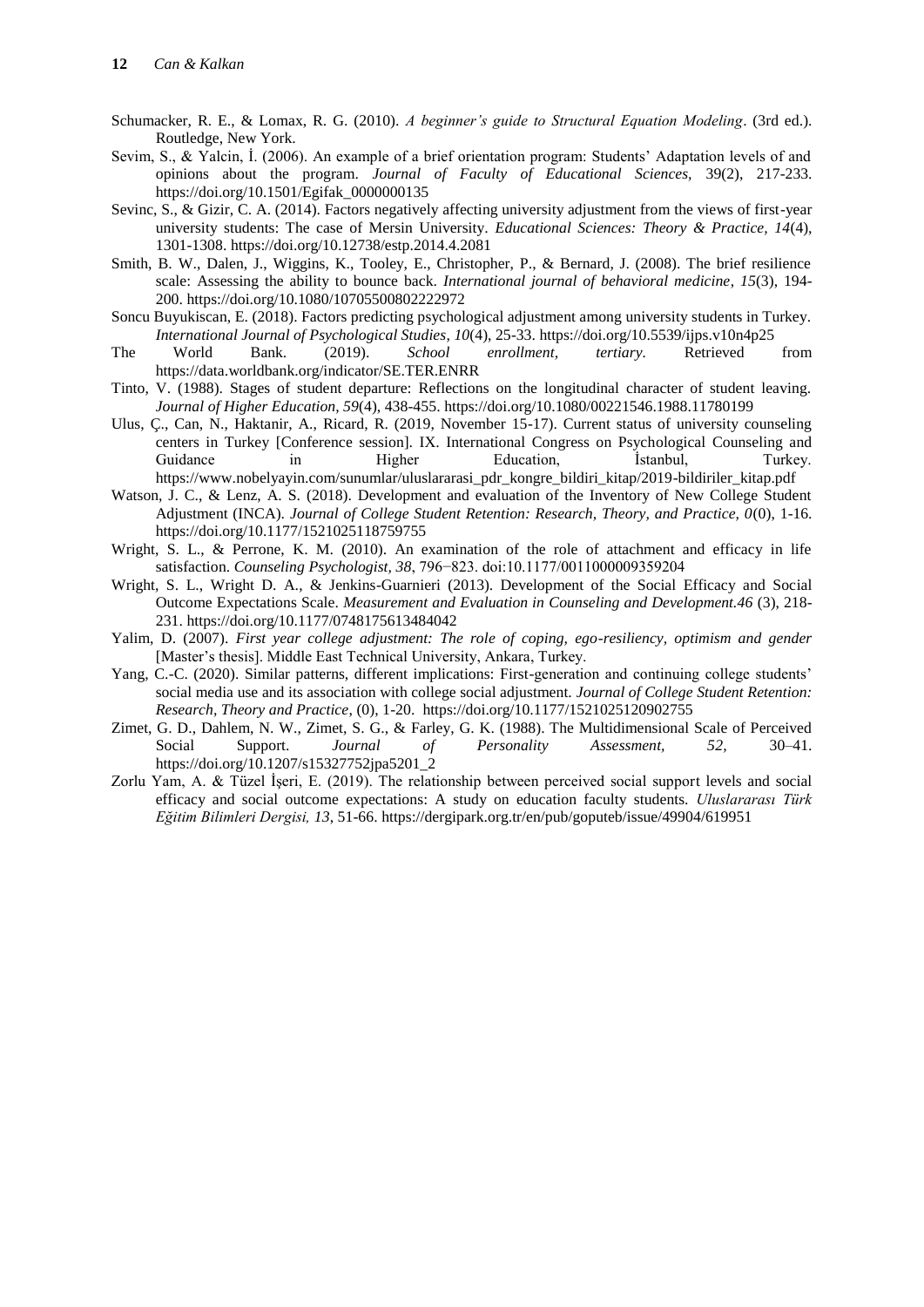Schumacker, R. E., & Lomax, R. G. (2010). *A beginner's guide to Structural Equation Modeling*. (3rd ed.). Routledge, New York.

Sevim, S., & Yalcin, İ. (2006). An example of a brief orientation program: Students' Adaptation levels of and opinions about the program. *Journal of Faculty of Educational Sciences,* 39(2), 217-233. https://doi.org/10.1501/Egifak_0000000135

Sevinc, S., & Gizir, C. A. (2014). Factors negatively affecting university adjustment from the views of first-year university students: The case of Mersin University. *Educational Sciences: Theory & Practice, 14*(4), 1301-1308. https://doi.org/10.12738/estp.2014.4.2081

Smith, B. W., Dalen, J., Wiggins, K., Tooley, E., Christopher, P., & Bernard, J. (2008). The brief resilience scale: Assessing the ability to bounce back. *International journal of behavioral medicine*, *15*(3), 194-200. https://doi.org/10.1080/10705500802222972

Soncu Buyukiscan, E. (2018). Factors predicting psychological adjustment among university students in Turkey. *International Journal of Psychological Studies*, *10*(4), 25-33. https://doi.org/10.5539/ijps.v10n4p25

The World Bank. (2019). *School enrollment, tertiary.* Retrieved from https://data.worldbank.org/indicator/SE.TER.ENRR

Tinto, V. (1988). Stages of student departure: Reflections on the longitudinal character of student leaving. *Journal of Higher Education, 59*(4), 438-455. https://doi.org/10.1080/00221546.1988.11780199

Ulus, Ç., Can, N., Haktanir, A., Ricard, R. (2019, November 15-17). Current status of university counseling centers in Turkey [Conference session]. IX. International Congress on Psychological Counseling and Guidance in Higher Education, İstanbul, Turkey. https://www.nobelyayin.com/sunumlar/uluslararasi_pdr_kongre_bildiri_kitap/2019-bildiriler_kitap.pdf

Watson, J. C., & Lenz, A. S. (2018). Development and evaluation of the Inventory of New College Student Adjustment (INCA). *Journal of College Student Retention: Research, Theory, and Practice, 0*(0), 1-16. https://doi.org/10.1177/1521025118759755

Wright, S. L., & Perrone, K. M. (2010). An examination of the role of attachment and efficacy in life satisfaction. *Counseling Psychologist, 38*, 796−823. doi:10.1177/0011000009359204

Wright, S. L., Wright D. A., & Jenkins-Guarnieri (2013). Development of the Social Efficacy and Social Outcome Expectations Scale. *Measurement and Evaluation in Counseling and Development.46* (3), 218-231. https://doi.org/10.1177/0748175613484042

Yalim, D. (2007). *First year college adjustment: The role of coping, ego-resiliency, optimism and gender* [Master's thesis]. Middle East Technical University, Ankara, Turkey.

Yang, C.-C. (2020). Similar patterns, different implications: First-generation and continuing college students' social media use and its association with college social adjustment. *Journal of College Student Retention: Research, Theory and Practice*, (0), 1-20. https://doi.org/10.1177/1521025120902755

Zimet, G. D., Dahlem, N. W., Zimet, S. G., & Farley, G. K. (1988). The Multidimensional Scale of Perceived Social Support. *Journal of Personality Assessment, 52,* 30–41. https://doi.org/10.1207/s15327752jpa5201_2

Zorlu Yam, A. & Tüzel İşeri, E. (2019). The relationship between perceived social support levels and social efficacy and social outcome expectations: A study on education faculty students. *Uluslararası Türk Eğitim Bilimleri Dergisi, 13*, 51-66. https://dergipark.org.tr/en/pub/goputeb/issue/49904/619951